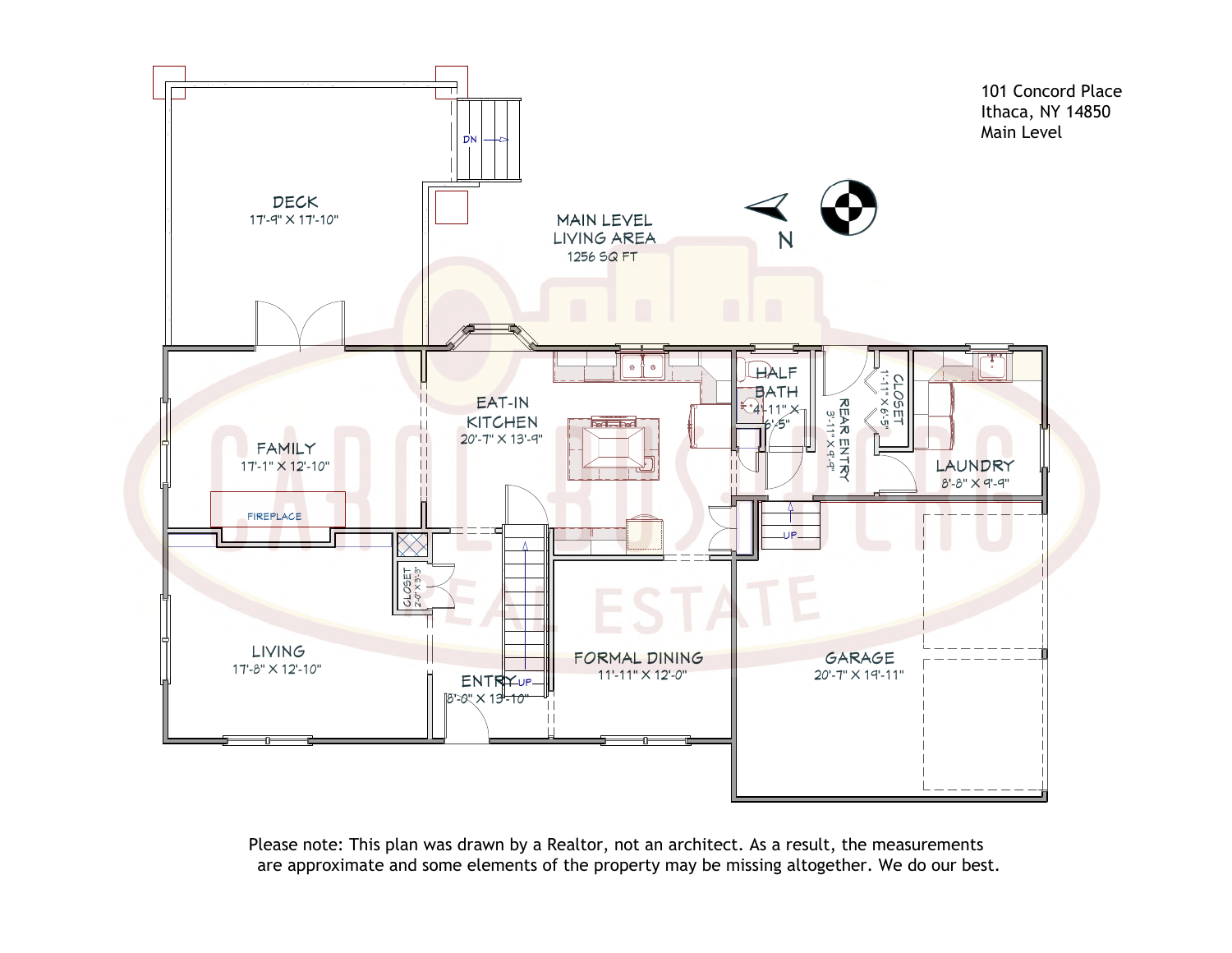101 Concord Place
Ithaca, NY 14850
Main Level

MAIN LEVEL LIVING AREA
1256 SQ FT

DECK
17'-9" X 17'-10"

FAMILY
17'-1" X 12'-10"

FIREPLACE

EAT-IN KITCHEN
20'-7" X 13'-9"

HALF BATH
4'-11" X 6'-5"

REAR ENTRY
3'-11" X 9'-9"

CLOSET
1'-11" X 6'-5"

LAUNDRY
8'-8" X 9'-9"

CLOSET
2'-0" X 3'-3"

LIVING
17'-8" X 12'-10"

ENTRY
8'-0" X 13'-10"

FORMAL DINING
11'-11" X 12'-0"

GARAGE
20'-7" X 19'-11"

DN

UP

UP

N

Please note: This plan was drawn by a Realtor, not an architect. As a result, the measurements are approximate and some elements of the property may be missing altogether. We do our best.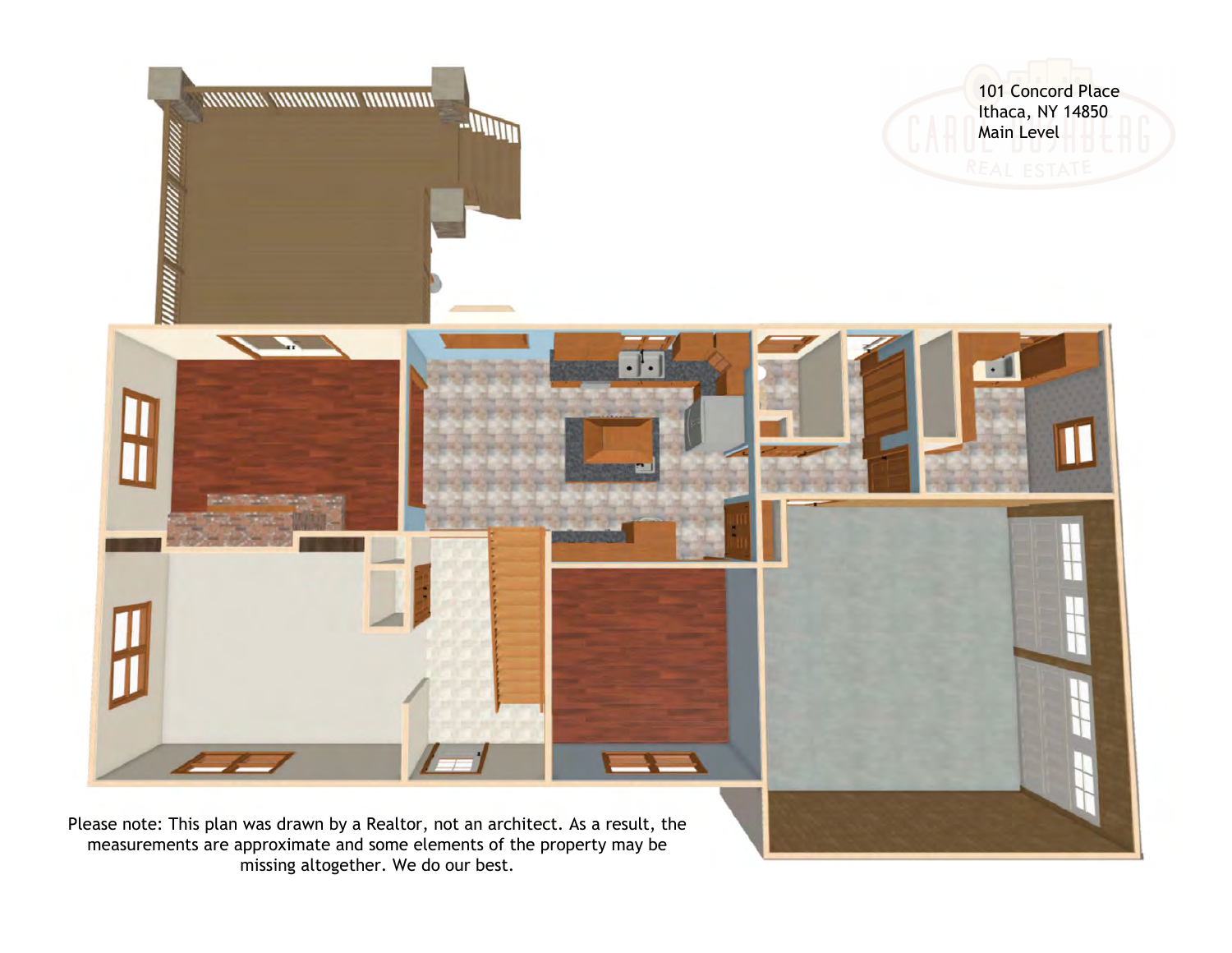101 Concord Place
Ithaca, NY 14850
Main Level

Please note: This plan was drawn by a Realtor, not an architect. As a result, the measurements are approximate and some elements of the property may be missing altogether. We do our best.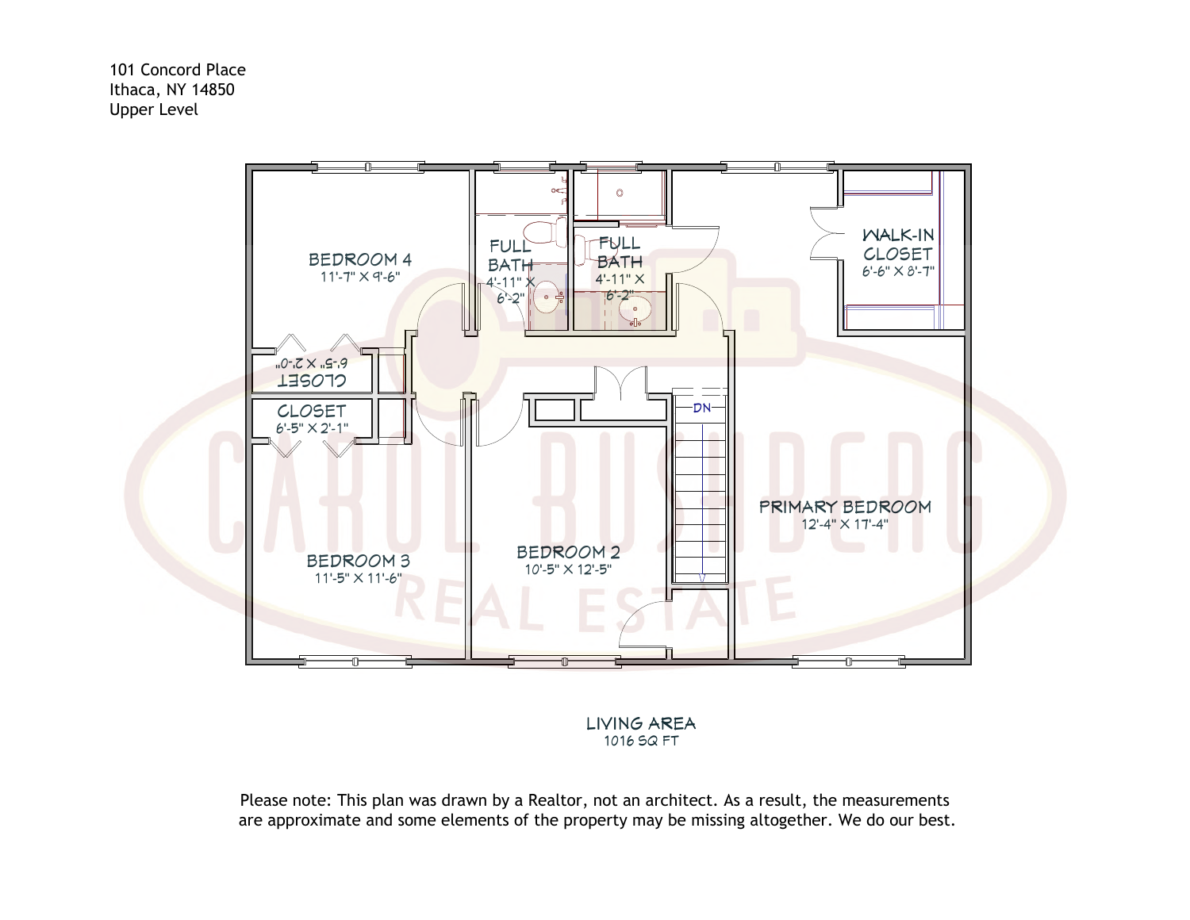101 Concord Place
Ithaca, NY 14850
Upper Level

BEDROOM 4
11'-7" X 9'-6"

FULL BATH
4'-11" X 6'-2"

FULL BATH
4'-11" X 6'-2"

WALK-IN CLOSET
6'-6" X 8'-7"

CLOSET
6'-5" X 2'-0"

CLOSET
6'-5" X 2'-1"

DN

PRIMARY BEDROOM
12'-4" X 17'-4"

BEDROOM 3
11'-5" X 11'-6"

BEDROOM 2
10'-5" X 12'-5"

LIVING AREA
1016 SQ FT

Please note: This plan was drawn by a Realtor, not an architect. As a result, the measurements are approximate and some elements of the property may be missing altogether. We do our best.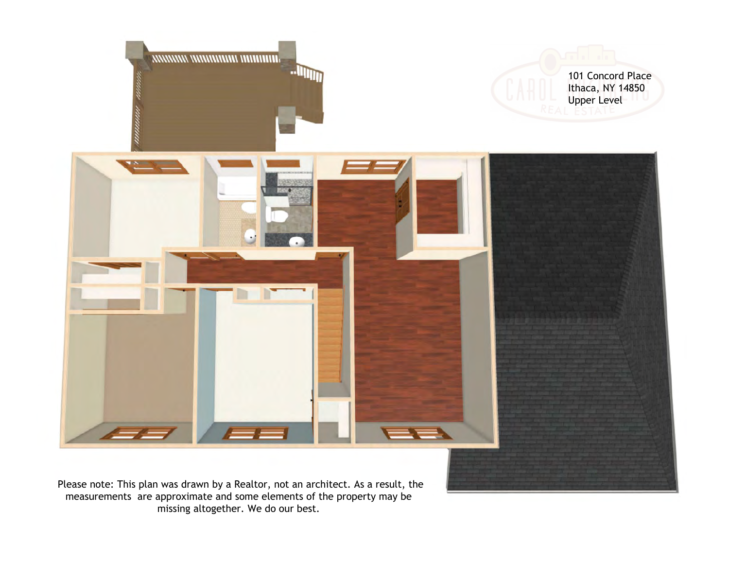101 Concord Place
Ithaca, NY 14850
Upper Level

Please note: This plan was drawn by a Realtor, not an architect. As a result, the measurements are approximate and some elements of the property may be missing altogether. We do our best.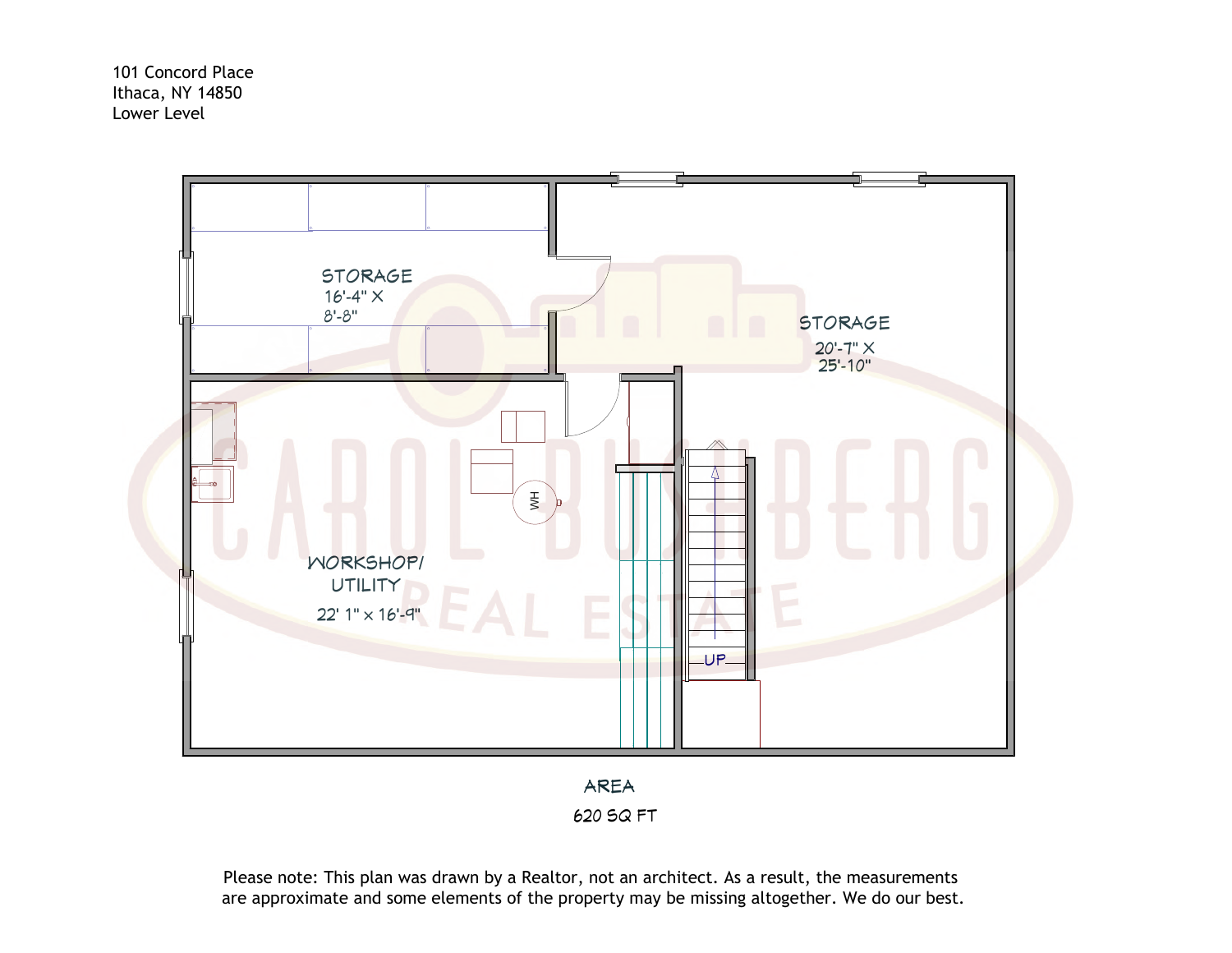101 Concord Place
Ithaca, NY 14850
Lower Level

STORAGE
16'-4" X
8'-8"

STORAGE
20'-7" X
25'-10"

WORKSHOP/
UTILITY
22' 1" x 16'-9"

WH

UP

AREA
620 SQ FT

Please note: This plan was drawn by a Realtor, not an architect. As a result, the measurements are approximate and some elements of the property may be missing altogether. We do our best.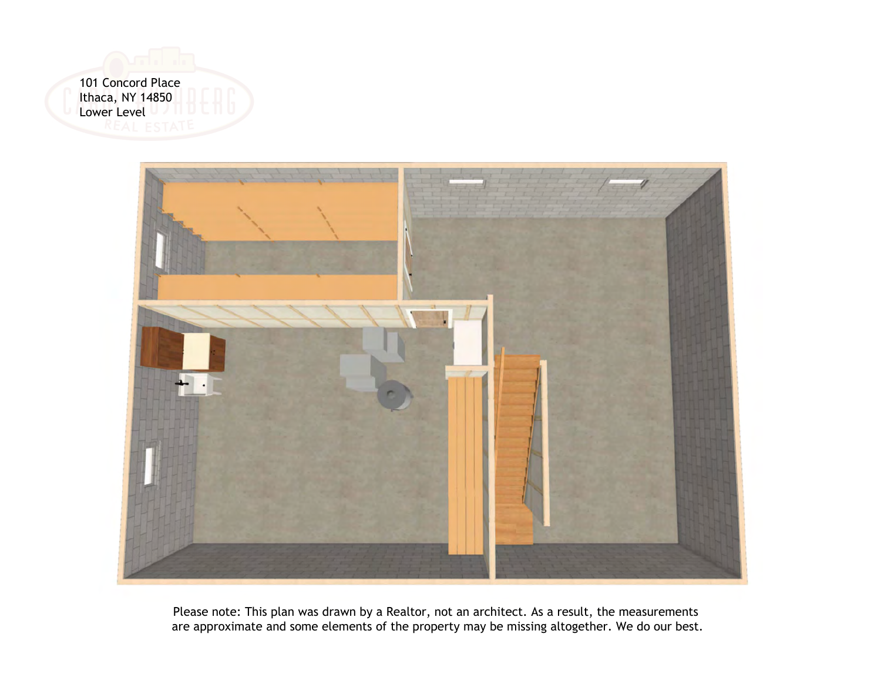101 Concord Place
Ithaca, NY 14850
Lower Level

Please note: This plan was drawn by a Realtor, not an architect. As a result, the measurements are approximate and some elements of the property may be missing altogether. We do our best.